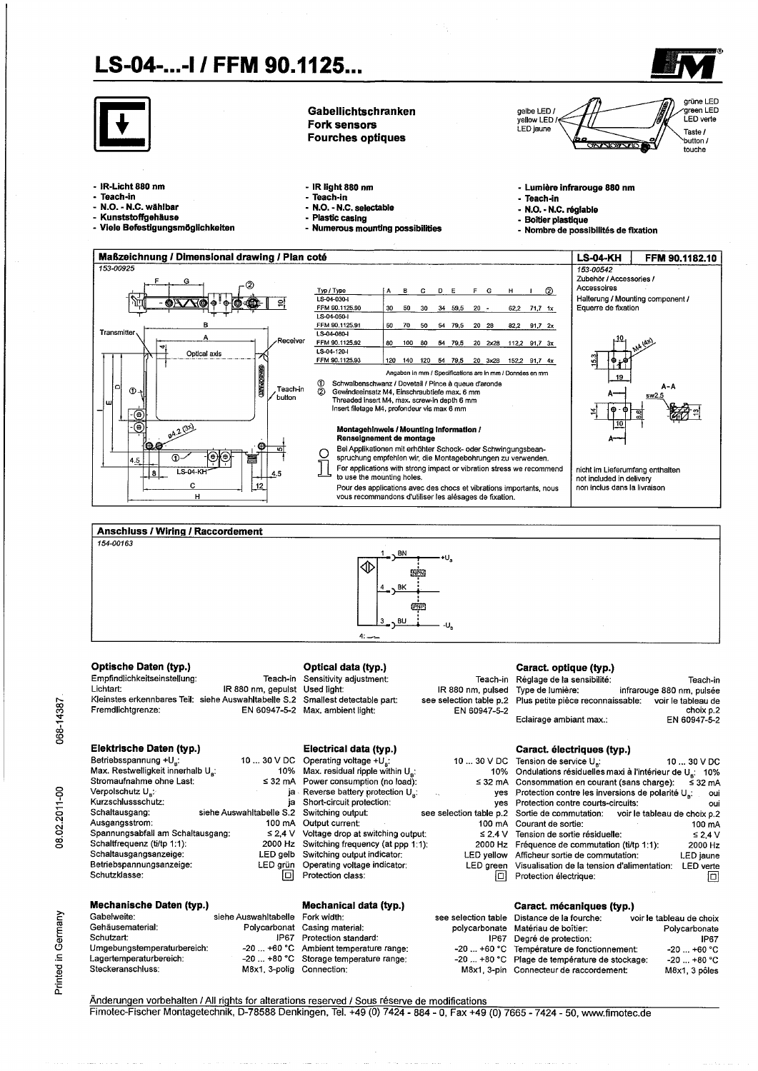# LS-04-...-I / FFM 90.1125...

**Gabellichtschranken**
**Fork sensors**
**Fourches optiques**

gelbe LED / yellow LED / LED jaune
grüne LED / green LED / LED verte
Taste / button / touche

- IR-Licht 880 nm
- Teach-in
- N.O. - N.C. wählbar
- Kunststoffgehäuse
- Viele Befestigungsmöglichkeiten

- IR light 880 nm
- Teach-in
- N.O. - N.C. selectable
- Plastic casing
- Numerous mounting possibilities

- Lumière infrarouge 880 nm
- Teach-in
- N.O. - N.C. réglable
- Boîtier plastique
- Nombre de possibilités de fixation

## Maßzeichnung / Dimensional drawing / Plan coté

153-00925

Transmitter, Receiver, Optical axis, Teach-in button, LS-04-KH

| Typ / Type | A | B | C | D | E | F | G | H | I | ② |
|---|---|---|---|---|---|---|---|---|---|---|
| LS-04-030-I FFM 90.1125.90 | 30 | 50 | 30 | 34 | 59,5 | 20 | - | 62,2 | 71,7 | 1x |
| LS-04-050-I FFM 90.1125.91 | 50 | 70 | 50 | 54 | 79,5 | 20 | 28 | 82,2 | 91,7 | 2x |
| LS-04-080-I FFM 90.1125.92 | 80 | 100 | 80 | 54 | 79,5 | 20 | 2x28 | 112,2 | 91,7 | 3x |
| LS-04-120-I FFM 90.1125.93 | 120 | 140 | 120 | 54 | 79,5 | 20 | 3x28 | 152,2 | 91,7 | 4x |

Angaben in mm / Specifications are in mm / Données en mm

① Schwalbenschwanz / Dovetail / Pince à queue d'aronde
② Gewindeeinsatz M4, Einschraubtiefe max. 6 mm
Threaded insert M4, max. screw-in depth 6 mm
Insert filetage M4, profondeur vis max 6 mm

**Montagehinweis / Mounting information / Renseignement de montage**

Bei Applikationen mit erhöhter Schock- oder Schwingungsbeanspruchung empfehlen wir, die Montagebohrungen zu verwenden.
For applications with strong impact or vibration stress we recommend to use the mounting holes.
Pour des applications avec des chocs et vibrations importants, nous vous recommandons d'utiliser les alésages de fixation.

### LS-04-KH — FFM 90.1182.10

153-00542

Zubehör / Accessories / Accessoires
Halterung / Mounting component / Equerre de fixation

nicht im Lieferumfang enthalten
not included in delivery
non inclus dans la livraison

## Anschluss / Wiring / Raccordement

154-00163

1 BN +$U_B$ — NPN — 4 BK — PNP — 3 BU −$U_B$

## Optische Daten (typ.) / Optical data (typ.) / Caract. optique (typ.)

| Optische Daten (typ.) | | Optical data (typ.) | | Caract. optique (typ.) | |
|---|---|---|---|---|---|
| Empfindlichkeitseinstellung: | Teach-in | Sensitivity adjustment: | Teach-in | Réglage de la sensibilité: | Teach-in |
| Lichtart: | IR 880 nm, gepulst | Used light: | IR 880 nm, pulsed | Type de lumière: | infrarouge 880 nm, pulsée |
| Kleinstes erkennbares Teil: | siehe Auswahltabelle S.2 | Smallest detectable part: | see selection table p.2 | Plus petite pièce reconnaissable: | voir le tableau de choix p.2 |
| Fremdlichtgrenze: | EN 60947-5-2 | Max. ambient light: | EN 60947-5-2 | Eclairage ambiant max.: | EN 60947-5-2 |

## Elektrische Daten (typ.) / Electrical data (typ.) / Caract. électriques (typ.)

| Elektrische Daten (typ.) | | Electrical data (typ.) | | Caract. électriques (typ.) | |
|---|---|---|---|---|---|
| Betriebsspannung +$U_B$: | 10 ... 30 V DC | Operating voltage +$U_B$: | 10 ... 30 V DC | Tension de service $U_B$: | 10 ... 30 V DC |
| Max. Restwelligkeit innerhalb $U_B$: | 10% | Max. residual ripple within $U_B$: | 10% | Ondulations résiduelles max à l'intérieur de $U_B$: | 10% |
| Stromaufnahme ohne Last: | ≤ 32 mA | Power consumption (no load): | ≤ 32 mA | Consommation en courant (sans charge): | ≤ 32 mA |
| Verpolschutz $U_B$: | ja | Reverse battery protection $U_B$: | yes | Protection contre les inversions de polarité $U_B$: | oui |
| Kurzschlussschutz: | ja | Short-circuit protection: | yes | Protection contre courts-circuits: | oui |
| Schaltausgang: | siehe Auswahltabelle S.2 | Switching output: | see selection table p.2 | Sortie de commutation: | voir le tableau de choix p.2 |
| Ausgangsstrom: | 100 mA | Output current: | 100 mA | Courant de sortie: | 100 mA |
| Spannungsabfall am Schaltausgang: | ≤ 2,4 V | Voltage drop at switching output: | ≤ 2,4 V | Tension de sortie résiduelle: | ≤ 2,4 V |
| Schaltfrequenz (ti/tp 1:1): | 2000 Hz | Switching frequency (at ppp 1:1): | 2000 Hz | Fréquence de commutation (ti/tp 1:1): | 2000 Hz |
| Schaltausgangsanzeige: | LED gelb | Switching output indicator: | LED yellow | Afficheur sortie de commutation: | LED jaune |
| Betriebspannungsanzeige: | LED grün | Operating voltage indicator: | LED green | Visualisation de la tension d'alimentation: | LED verte |
| Schutzklasse: | ▣ | Protection class: | ▣ | Protection électrique: | ▣ |

## Mechanische Daten (typ.) / Mechanical data (typ.) / Caract. mécaniques (typ.)

| Mechanische Daten (typ.) | | Mechanical data (typ.) | | Caract. mécaniques (typ.) | |
|---|---|---|---|---|---|
| Gabelweite: | siehe Auswahltabelle | Fork width: | see selection table | Distance de la fourche: | voir le tableau de choix |
| Gehäusematerial: | Polycarbonat | Casing material: | polycarbonate | Matériau de boîtier: | Polycarbonate |
| Schutzart: | IP67 | Protection standard: | IP67 | Degré de protection: | IP67 |
| Umgebungstemperaturbereich: | -20 ... +60 °C | Ambient temperature range: | -20 ... +60 °C | Température de fonctionnement: | -20 ... +60 °C |
| Lagertemperaturbereich: | -20 ... +80 °C | Storage temperature range: | -20 ... +80 °C | Plage de température de stockage: | -20 ... +80 °C |
| Steckeranschluss: | M8x1, 3-polig | Connection: | M8x1, 3-pin | Connecteur de raccordement: | M8x1, 3 pôles |

Änderungen vorbehalten / All rights for alterations reserved / Sous réserve de modifications
Fimotec-Fischer Montagetechnik, D-78588 Denkingen, Tel. +49 (0) 7424 - 884 - 0, Fax +49 (0) 7665 - 7424 - 50, www.fimotec.de

Printed in Germany 08.02.2011-00 068-14387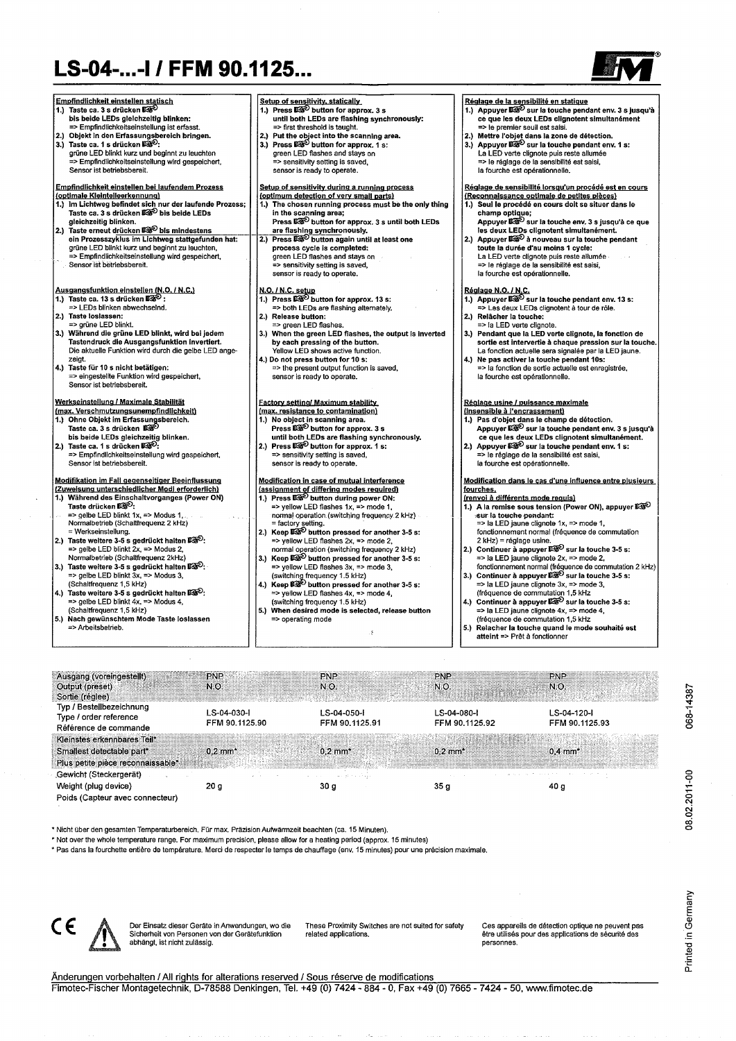# LS-04-...-I / FFM 90.1125...

**Empfindlichkeit einstellen statisch**

1.) **Taste ca. 3 s drücken** ☞
**bis beide LEDs gleichzeitig blinken:**
=> Empfindlichkeitseinstellung ist erfasst.

2.) **Objekt in den Erfassungsbereich bringen.**

3.) **Taste ca. 1 s drücken** ☞**:**
grüne LED blinkt kurz und beginnt zu leuchten
=> Empfindlichkeitseinstellung wird gespeichert,
Sensor ist betriebsbereit.

**Empfindlichkeit einstellen bei laufendem Prozess (optimale Kleinteilerkennung)**

1.) **Im Lichtweg befindet sich nur der laufende Prozess; Taste ca. 3 s drücken** ☞ **bis beide LEDs gleichzeitig blinken.**

2.) **Taste erneut drücken** ☞ **bis mindestens ein Prozesszyklus im Lichtweg stattgefunden hat:**
grüne LED blinkt kurz und beginnt zu leuchten,
=> Empfindlichkeitseinstellung wird gespeichert,
Sensor ist betriebsbereit.

**Ausgangsfunktion einstellen (N.O. / N.C.)**

1.) **Taste ca. 13 s drücken** ☞**:**
=> LEDs blinken abwechselnd.

2.) **Taste loslassen:**
=> grüne LED blinkt.

3.) **Während die grüne LED blinkt, wird bei jedem Tastendruck die Ausgangsfunktion invertiert.**
Die aktuelle Funktion wird durch die gelbe LED angezeigt.

4.) **Taste für 10 s nicht betätigen:**
=> eingestellte Funktion wird gespeichert,
Sensor ist betriebsbereit.

**Werkseinstellung / Maximale Stabilität (max. Verschmutzungsunempfindlichkeit)**

1.) **Ohne Objekt im Erfassungsbereich. Taste ca. 3 s drücken** ☞
**bis beide LEDs gleichzeitig blinken.**

2.) **Taste ca. 1 s drücken** ☞**:**
=> Empfindlichkeitseinstellung wird gespeichert,
Sensor ist betriebsbereit.

**Modifikation im Fall gegenseitiger Beeinflussung (Zuweisung unterschiedlicher Modi erforderlich)**

1.) **Während des Einschaltvorganges (Power ON) Taste drücken** ☞**:**
=> gelbe LED blinkt 1x, => Modus 1,
Normalbetrieb (Schaltfrequenz 2 kHz)
= Werkseinstellung.

2.) **Taste weitere 3-5 s gedrückt halten** ☞**:**
=> gelbe LED blinkt 2x, => Modus 2,
Normalbetrieb (Schaltfrequenz 2kHz)

3.) **Taste weitere 3-5 s gedrückt halten** ☞**:**
=> gelbe LED blinkt 3x, => Modus 3,
(Schaltfrequenz 1,5 kHz)

4.) **Taste weitere 3-5 s gedrückt halten** ☞**:**
=> gelbe LED blinkt 4x, => Modus 4,
(Schaltfrequenz 1,5 kHz)

5.) **Nach gewünschtem Mode Taste loslassen**
=> Arbeitsbetrieb.

**Setup of sensitivity, statically**

1.) **Press** ☞ **button for approx. 3 s until both LEDs are flashing synchronously:**
=> first threshold is taught.

2.) **Put the object into the scanning area.**

3.) **Press** ☞ **button for approx. 1 s:**
green LED flashes and stays on
=> sensitivity setting is saved,
sensor is ready to operate.

**Setup of sensitivity during a running process (optimum detection of very small parts)**

1.) **The chosen running process must be the only thing in the scanning area;**
**Press** ☞ **button for approx. 3 s until both LEDs are flashing synchronously.**

2.) **Press** ☞ **button again until at least one process cycle is completed:**
green LED flashes and stays on
=> sensitivity setting is saved,
sensor is ready to operate.

**N.O. / N.C. setup**

1.) **Press** ☞ **button for approx. 13 s:**
=> both LEDs are flashing alternately.

2.) **Release button:**
=> green LED flashes.

3.) **When the green LED flashes, the output is inverted by each pressing of the button.**
Yellow LED shows active function.

4.) **Do not press button for 10 s:**
=> the present output function is saved,
sensor is ready to operate.

**Factory setting/ Maximum stability (max. resistance to contamination)**

1.) **No object in scanning area.**
**Press** ☞ **button for approx. 3 s until both LEDs are flashing synchronously.**

2.) **Press** ☞ **button for approx. 1 s:**
=> sensitivity setting is saved,
sensor is ready to operate.

**Modification in case of mutual interference (assignment of differing modes required)**

1.) **Press** ☞ **button during power ON:**
=> yellow LED flashes 1x, => mode 1,
normal operation (switching frequency 2 kHz)
= factory setting.

2.) **Keep** ☞ **button pressed for another 3-5 s:**
=> yellow LED flashes 2x, => mode 2,
normal operation (switching frequency 2 kHz)

3.) **Keep** ☞ **button pressed for another 3-5 s:**
=> yellow LED flashes 3x, => mode 3,
(switching frequency 1.5 kHz)

4.) **Keep** ☞ **button pressed for another 3-5 s:**
=> yellow LED flashes 4x, => mode 4,
(switching frequency 1.5 kHz)

5.) **When desired mode is selected, release button**
=> operating mode

**Réglage de la sensibilité en statique**

1.) **Appuyer** ☞ **sur la touche pendant env. 3 s jusqu'à ce que les deux LEDs clignotent simultanément**
=> le premier seuil est saisi.

2.) **Mettre l'objet dans la zone de détection.**

3.) **Appuyer** ☞ **sur la touche pendant env. 1 s:**
La LED verte clignote puis reste allumée
=> le réglage de la sensibilité est saisi,
la fourche est opérationnelle.

**Réglage de sensibilité lorsqu'un procédé est en cours (Reconnaissance optimale de petites pièces)**

1.) **Seul le procédé en cours doit se situer dans le champ optique;**
**Appuyer** ☞ **sur la touche env. 3 s jusqu'à ce que les deux LEDs clignotent simultanément.**

2.) **Appuyer** ☞ **à nouveau sur la touche pendant toute la durée d'au moins 1 cycle:**
La LED verte clignote puis reste allumée
=> le réglage de la sensibilité est saisi,
la fourche est opérationnelle.

**Réglage N.O. / N.C.**

1.) **Appuyer** ☞ **sur la touche pendant env. 13 s:**
=> Les deux LEDs clignotent à tour de rôle.

2.) **Relâcher la touche:**
=> la LED verte clignote.

3.) **Pendant que la LED verte clignote, la fonction de sortie est intervertie à chaque pression sur la touche.**
La fonction actuelle sera signalée par la LED jaune.

4.) **Ne pas activer la touche pendant 10s:**
=> la fonction de sortie actuelle est enregistrée,
la fourche est opérationnelle.

**Réglage usine / puissance maximale (insensible à l'encrassement)**

1.) **Pas d'objet dans le champ de détection.**
**Appuyer** ☞ **sur la touche pendant env. 3 s jusqu'à ce que les deux LEDs clignotent simultanément.**

2.) **Appuyer** ☞ **sur la touche pendant env. 1 s:**
=> le réglage de la sensibilité est saisi,
la fourche est opérationnelle.

**Modification dans le cas d'une influence entre plusieurs fourches. (renvoi à différents mode requis)**

1.) **A la remise sous tension (Power ON), appuyer** ☞ **sur la touche pendant:**
=> la LED jaune clignote 1x, => mode 1,
fonctionnement normal (fréquence de commutation 2 kHz) = réglage usine.

2.) **Continuer à appuyer** ☞ **sur la touche 3-5 s:**
=> la LED jaune clignote 2x, => mode 2,
fonctionnement normal (fréquence de commutation 2 kHz)

3.) **Continuer à appuyer** ☞ **sur la touche 3-5 s:**
=> la LED jaune clignote 3x, => mode 3,
(fréquence de commutation 1,5 kHz

4.) **Continuer à appuyer** ☞ **sur la touche 3-5 s:**
=> la LED jaune clignote 4x, => mode 4,
(fréquence de commutation 1,5 kHz

5.) **Relacher la touche quand le mode souhaité est atteint** => Prêt à fonctionner

| | | | | |
|---|---|---|---|---|
| Ausgang (voreingestellt)<br>Output (preset)<br>Sortie (réglee) | PNP<br>N.O. | PNP<br>N.O. | PNP<br>N.O. | PNP<br>N.O. |
| Typ / Bestellbezeichnung<br>Type / order reference<br>Référence de commande | LS-04-030-I<br>FFM 90.1125.90 | LS-04-050-I<br>FFM 90.1125.91 | LS-04-080-I<br>FFM 90.1125.92 | LS-04-120-I<br>FFM 90.1125.93 |
| Kleinstes erkennbares Teil*<br>Smallest detectable part*<br>Plus petite pièce reconnaissable* | 0,2 mm* | 0,2 mm* | 0,2 mm* | 0,4 mm* |
| Gewicht (Steckergerät)<br>Weight (plug device)<br>Poids (Capteur avec connecteur) | 20 g | 30 g | 35 g | 40 g |

\* Nicht über den gesamten Temperaturbereich. Für max. Präzision Aufwärmzeit beachten (ca. 15 Minuten).

\* Not over the whole temperature range. For maximum precision, please allow for a heating period (approx. 15 minutes)

\* Pas dans la fourchette entière de température. Merci de respecter le temps de chauffage (env. 15 minutes) pour une précision maximale.

Der Einsatz dieser Geräte in Anwendungen, wo die Sicherheit von Personen von der Gerätefunktion abhängt, ist nicht zulässig.

These Proximity Switches are not suited for safety related applications.

Ces appareils de détection optique ne peuvent pas être utilisés pour des applications de sécurité des personnes.

Änderungen vorbehalten / All rights for alterations reserved / Sous réserve de modifications

Fimotec-Fischer Montagetechnik, D-78588 Denkingen, Tel. +49 (0) 7424 - 884 - 0, Fax +49 (0) 7665 - 7424 - 50, www.fimotec.de

068-14387

08.02.2011-00

Printed in Germany